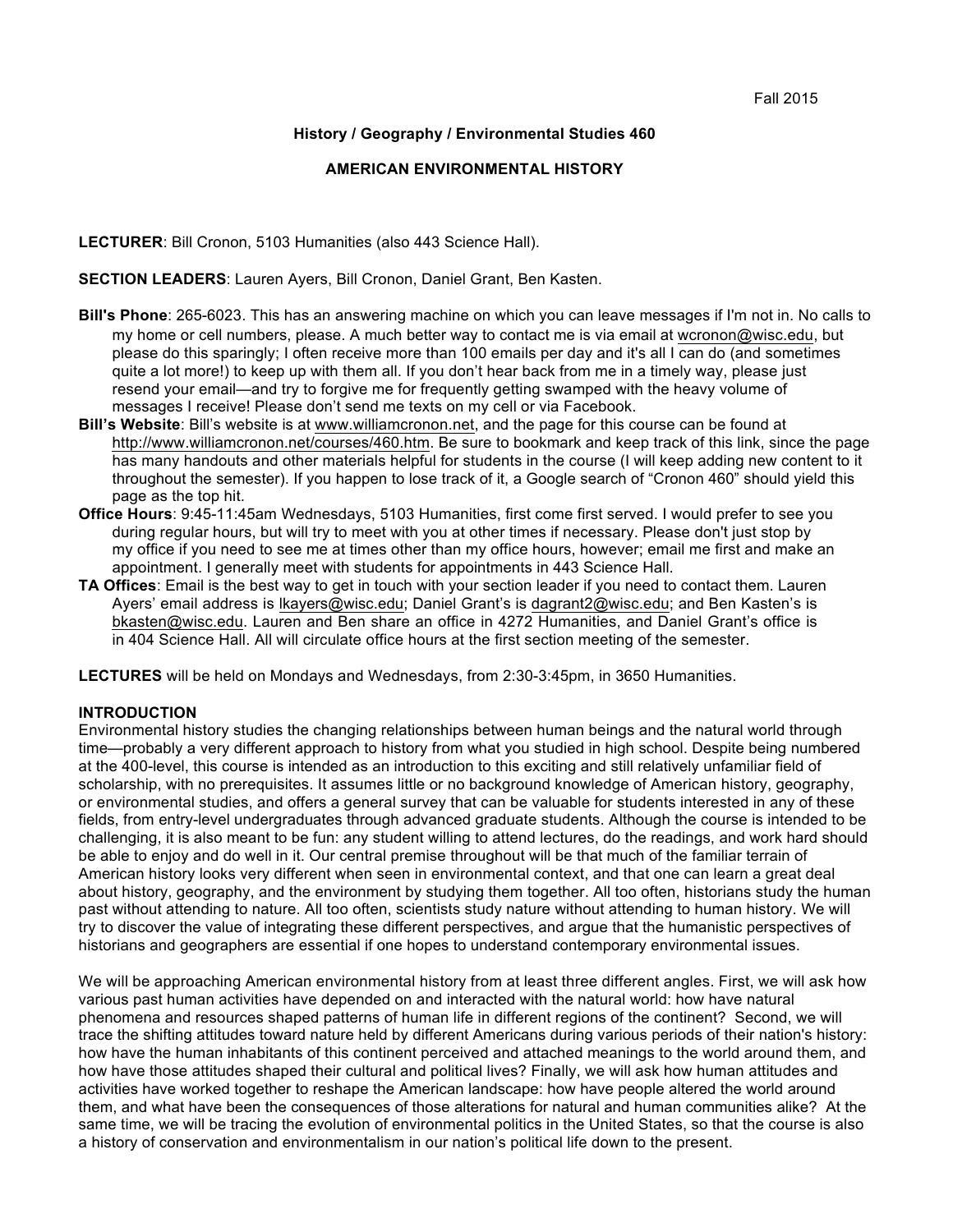Fall 2015

**History / Geography / Environmental Studies 460**

**AMERICAN ENVIRONMENTAL HISTORY**

**LECTURER**: Bill Cronon, 5103 Humanities (also 443 Science Hall).

**SECTION LEADERS**: Lauren Ayers, Bill Cronon, Daniel Grant, Ben Kasten.

**Bill's Phone**: 265-6023. This has an answering machine on which you can leave messages if I'm not in. No calls to my home or cell numbers, please. A much better way to contact me is via email at wcronon@wisc.edu, but please do this sparingly; I often receive more than 100 emails per day and it's all I can do (and sometimes quite a lot more!) to keep up with them all. If you don't hear back from me in a timely way, please just resend your email—and try to forgive me for frequently getting swamped with the heavy volume of messages I receive! Please don't send me texts on my cell or via Facebook.

**Bill's Website**: Bill's website is at www.williamcronon.net, and the page for this course can be found at http://www.williamcronon.net/courses/460.htm. Be sure to bookmark and keep track of this link, since the page has many handouts and other materials helpful for students in the course (I will keep adding new content to it throughout the semester). If you happen to lose track of it, a Google search of "Cronon 460" should yield this page as the top hit.

**Office Hours**: 9:45-11:45am Wednesdays, 5103 Humanities, first come first served. I would prefer to see you during regular hours, but will try to meet with you at other times if necessary. Please don't just stop by my office if you need to see me at times other than my office hours, however; email me first and make an appointment. I generally meet with students for appointments in 443 Science Hall.

**TA Offices**: Email is the best way to get in touch with your section leader if you need to contact them. Lauren Ayers' email address is lkayers@wisc.edu; Daniel Grant's is dagrant2@wisc.edu; and Ben Kasten's is bkasten@wisc.edu. Lauren and Ben share an office in 4272 Humanities, and Daniel Grant's office is in 404 Science Hall. All will circulate office hours at the first section meeting of the semester.

**LECTURES** will be held on Mondays and Wednesdays, from 2:30-3:45pm, in 3650 Humanities.

## INTRODUCTION

Environmental history studies the changing relationships between human beings and the natural world through time—probably a very different approach to history from what you studied in high school. Despite being numbered at the 400-level, this course is intended as an introduction to this exciting and still relatively unfamiliar field of scholarship, with no prerequisites. It assumes little or no background knowledge of American history, geography, or environmental studies, and offers a general survey that can be valuable for students interested in any of these fields, from entry-level undergraduates through advanced graduate students. Although the course is intended to be challenging, it is also meant to be fun: any student willing to attend lectures, do the readings, and work hard should be able to enjoy and do well in it. Our central premise throughout will be that much of the familiar terrain of American history looks very different when seen in environmental context, and that one can learn a great deal about history, geography, and the environment by studying them together. All too often, historians study the human past without attending to nature. All too often, scientists study nature without attending to human history. We will try to discover the value of integrating these different perspectives, and argue that the humanistic perspectives of historians and geographers are essential if one hopes to understand contemporary environmental issues.

We will be approaching American environmental history from at least three different angles. First, we will ask how various past human activities have depended on and interacted with the natural world: how have natural phenomena and resources shaped patterns of human life in different regions of the continent? Second, we will trace the shifting attitudes toward nature held by different Americans during various periods of their nation's history: how have the human inhabitants of this continent perceived and attached meanings to the world around them, and how have those attitudes shaped their cultural and political lives? Finally, we will ask how human attitudes and activities have worked together to reshape the American landscape: how have people altered the world around them, and what have been the consequences of those alterations for natural and human communities alike? At the same time, we will be tracing the evolution of environmental politics in the United States, so that the course is also a history of conservation and environmentalism in our nation's political life down to the present.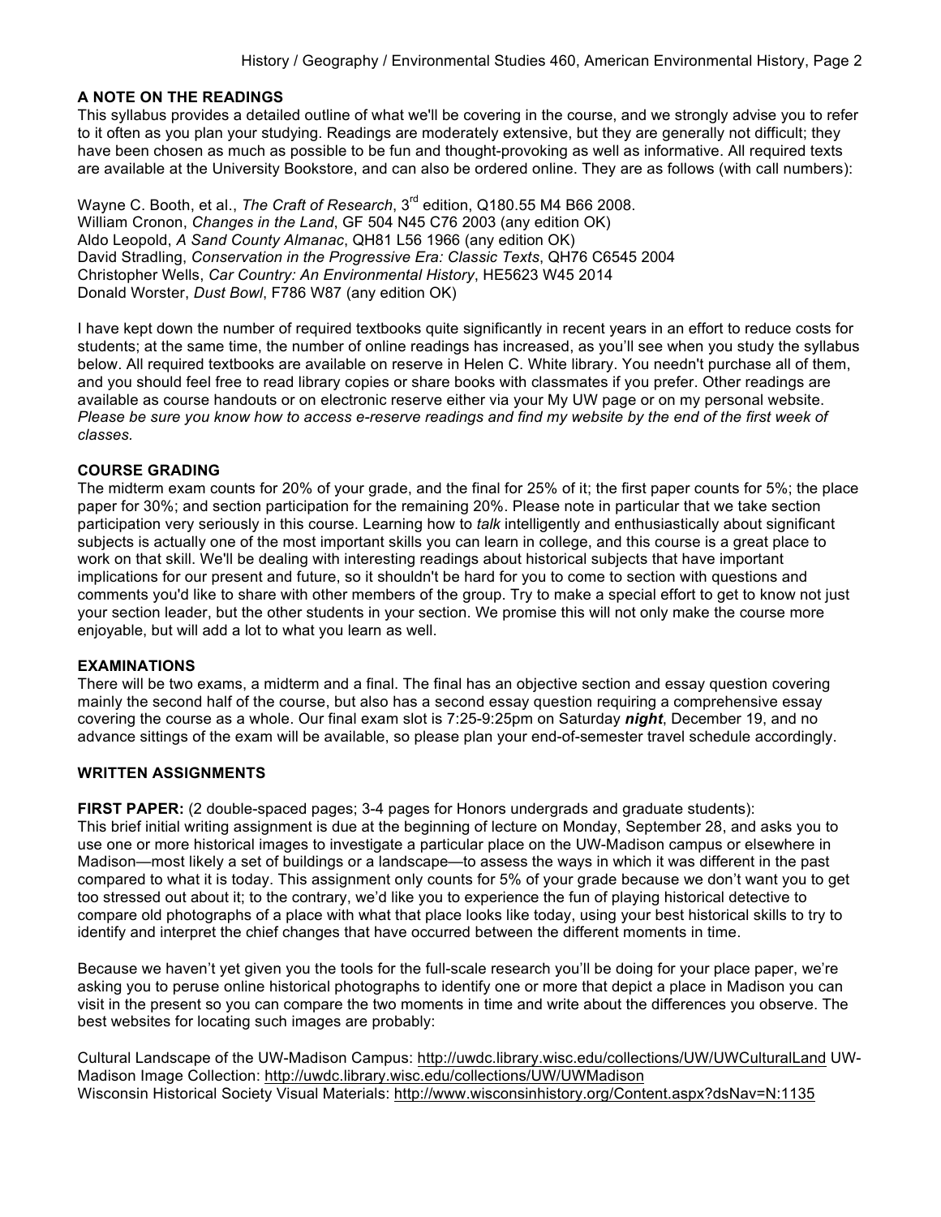## A NOTE ON THE READINGS

This syllabus provides a detailed outline of what we'll be covering in the course, and we strongly advise you to refer to it often as you plan your studying. Readings are moderately extensive, but they are generally not difficult; they have been chosen as much as possible to be fun and thought-provoking as well as informative. All required texts are available at the University Bookstore, and can also be ordered online. They are as follows (with call numbers):

Wayne C. Booth, et al., *The Craft of Research*, 3rd edition, Q180.55 M4 B66 2008.
William Cronon, *Changes in the Land*, GF 504 N45 C76 2003 (any edition OK)
Aldo Leopold, *A Sand County Almanac*, QH81 L56 1966 (any edition OK)
David Stradling, *Conservation in the Progressive Era: Classic Texts*, QH76 C6545 2004
Christopher Wells, *Car Country: An Environmental History*, HE5623 W45 2014
Donald Worster, *Dust Bowl*, F786 W87 (any edition OK)

I have kept down the number of required textbooks quite significantly in recent years in an effort to reduce costs for students; at the same time, the number of online readings has increased, as you'll see when you study the syllabus below. All required textbooks are available on reserve in Helen C. White library. You needn't purchase all of them, and you should feel free to read library copies or share books with classmates if you prefer. Other readings are available as course handouts or on electronic reserve either via your My UW page or on my personal website. *Please be sure you know how to access e-reserve readings and find my website by the end of the first week of classes.*

## COURSE GRADING

The midterm exam counts for 20% of your grade, and the final for 25% of it; the first paper counts for 5%; the place paper for 30%; and section participation for the remaining 20%. Please note in particular that we take section participation very seriously in this course. Learning how to *talk* intelligently and enthusiastically about significant subjects is actually one of the most important skills you can learn in college, and this course is a great place to work on that skill. We'll be dealing with interesting readings about historical subjects that have important implications for our present and future, so it shouldn't be hard for you to come to section with questions and comments you'd like to share with other members of the group. Try to make a special effort to get to know not just your section leader, but the other students in your section. We promise this will not only make the course more enjoyable, but will add a lot to what you learn as well.

## EXAMINATIONS

There will be two exams, a midterm and a final. The final has an objective section and essay question covering mainly the second half of the course, but also has a second essay question requiring a comprehensive essay covering the course as a whole. Our final exam slot is 7:25-9:25pm on Saturday ***night***, December 19, and no advance sittings of the exam will be available, so please plan your end-of-semester travel schedule accordingly.

## WRITTEN ASSIGNMENTS

**FIRST PAPER:** (2 double-spaced pages; 3-4 pages for Honors undergrads and graduate students):
This brief initial writing assignment is due at the beginning of lecture on Monday, September 28, and asks you to use one or more historical images to investigate a particular place on the UW-Madison campus or elsewhere in Madison—most likely a set of buildings or a landscape—to assess the ways in which it was different in the past compared to what it is today. This assignment only counts for 5% of your grade because we don't want you to get too stressed out about it; to the contrary, we'd like you to experience the fun of playing historical detective to compare old photographs of a place with what that place looks like today, using your best historical skills to try to identify and interpret the chief changes that have occurred between the different moments in time.

Because we haven't yet given you the tools for the full-scale research you'll be doing for your place paper, we're asking you to peruse online historical photographs to identify one or more that depict a place in Madison you can visit in the present so you can compare the two moments in time and write about the differences you observe. The best websites for locating such images are probably:

Cultural Landscape of the UW-Madison Campus: http://uwdc.library.wisc.edu/collections/UW/UWCulturalLand
UW-Madison Image Collection: http://uwdc.library.wisc.edu/collections/UW/UWMadison
Wisconsin Historical Society Visual Materials: http://www.wisconsinhistory.org/Content.aspx?dsNav=N:1135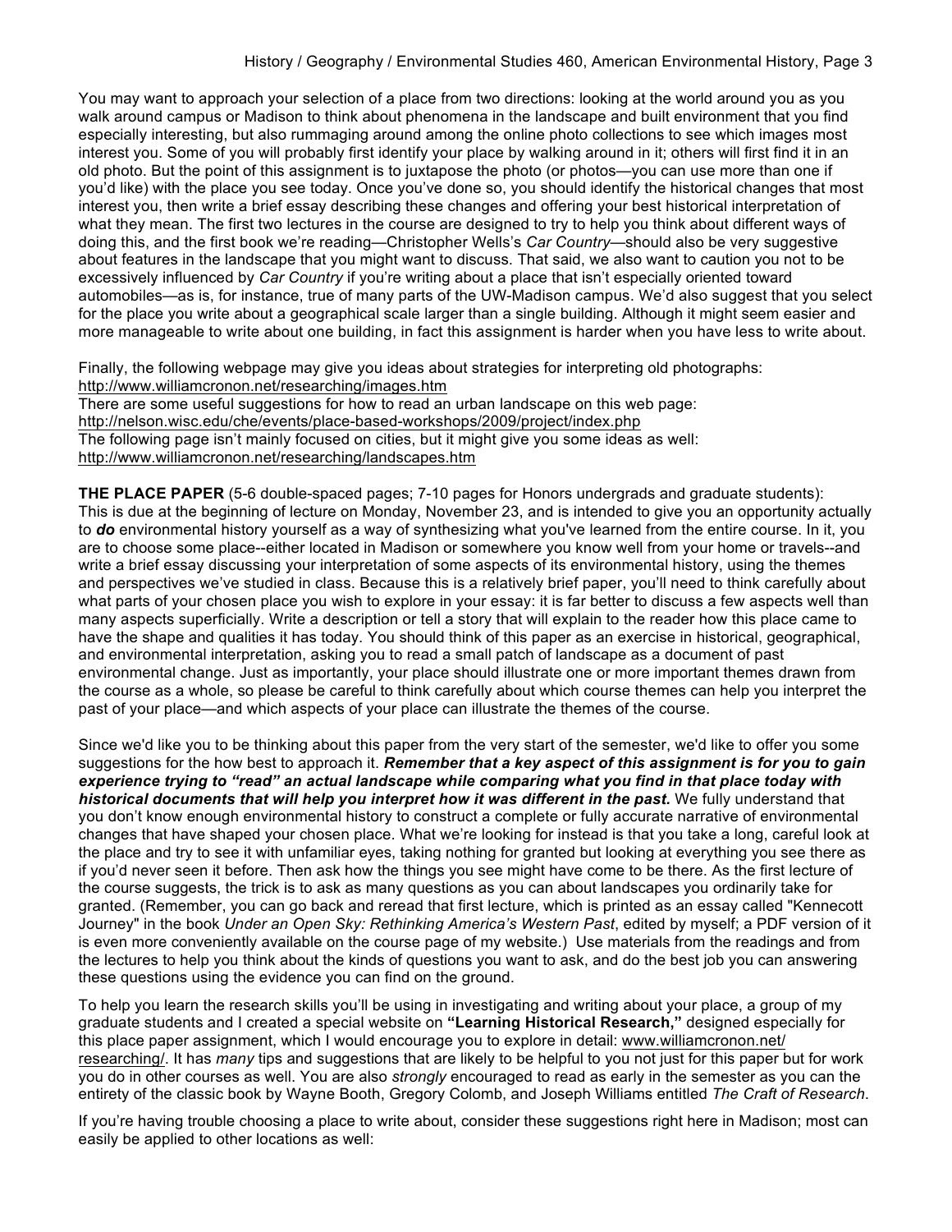You may want to approach your selection of a place from two directions: looking at the world around you as you walk around campus or Madison to think about phenomena in the landscape and built environment that you find especially interesting, but also rummaging around among the online photo collections to see which images most interest you. Some of you will probably first identify your place by walking around in it; others will first find it in an old photo. But the point of this assignment is to juxtapose the photo (or photos—you can use more than one if you'd like) with the place you see today. Once you've done so, you should identify the historical changes that most interest you, then write a brief essay describing these changes and offering your best historical interpretation of what they mean. The first two lectures in the course are designed to try to help you think about different ways of doing this, and the first book we're reading—Christopher Wells's *Car Country*—should also be very suggestive about features in the landscape that you might want to discuss. That said, we also want to caution you not to be excessively influenced by *Car Country* if you're writing about a place that isn't especially oriented toward automobiles—as is, for instance, true of many parts of the UW-Madison campus. We'd also suggest that you select for the place you write about a geographical scale larger than a single building. Although it might seem easier and more manageable to write about one building, in fact this assignment is harder when you have less to write about.

Finally, the following webpage may give you ideas about strategies for interpreting old photographs: http://www.williamcronon.net/researching/images.htm
There are some useful suggestions for how to read an urban landscape on this web page: http://nelson.wisc.edu/che/events/place-based-workshops/2009/project/index.php
The following page isn't mainly focused on cities, but it might give you some ideas as well: http://www.williamcronon.net/researching/landscapes.htm

**THE PLACE PAPER** (5-6 double-spaced pages; 7-10 pages for Honors undergrads and graduate students): This is due at the beginning of lecture on Monday, November 23, and is intended to give you an opportunity actually to ***do*** environmental history yourself as a way of synthesizing what you've learned from the entire course. In it, you are to choose some place--either located in Madison or somewhere you know well from your home or travels--and write a brief essay discussing your interpretation of some aspects of its environmental history, using the themes and perspectives we've studied in class. Because this is a relatively brief paper, you'll need to think carefully about what parts of your chosen place you wish to explore in your essay: it is far better to discuss a few aspects well than many aspects superficially. Write a description or tell a story that will explain to the reader how this place came to have the shape and qualities it has today. You should think of this paper as an exercise in historical, geographical, and environmental interpretation, asking you to read a small patch of landscape as a document of past environmental change. Just as importantly, your place should illustrate one or more important themes drawn from the course as a whole, so please be careful to think carefully about which course themes can help you interpret the past of your place—and which aspects of your place can illustrate the themes of the course.

Since we'd like you to be thinking about this paper from the very start of the semester, we'd like to offer you some suggestions for the how best to approach it. ***Remember that a key aspect of this assignment is for you to gain experience trying to "read" an actual landscape while comparing what you find in that place today with historical documents that will help you interpret how it was different in the past.*** We fully understand that you don't know enough environmental history to construct a complete or fully accurate narrative of environmental changes that have shaped your chosen place. What we're looking for instead is that you take a long, careful look at the place and try to see it with unfamiliar eyes, taking nothing for granted but looking at everything you see there as if you'd never seen it before. Then ask how the things you see might have come to be there. As the first lecture of the course suggests, the trick is to ask as many questions as you can about landscapes you ordinarily take for granted. (Remember, you can go back and reread that first lecture, which is printed as an essay called "Kennecott Journey" in the book *Under an Open Sky: Rethinking America's Western Past*, edited by myself; a PDF version of it is even more conveniently available on the course page of my website.) Use materials from the readings and from the lectures to help you think about the kinds of questions you want to ask, and do the best job you can answering these questions using the evidence you can find on the ground.

To help you learn the research skills you'll be using in investigating and writing about your place, a group of my graduate students and I created a special website on **"Learning Historical Research,"** designed especially for this place paper assignment, which I would encourage you to explore in detail: www.williamcronon.net/researching/. It has *many* tips and suggestions that are likely to be helpful to you not just for this paper but for work you do in other courses as well. You are also *strongly* encouraged to read as early in the semester as you can the entirety of the classic book by Wayne Booth, Gregory Colomb, and Joseph Williams entitled *The Craft of Research*.

If you're having trouble choosing a place to write about, consider these suggestions right here in Madison; most can easily be applied to other locations as well: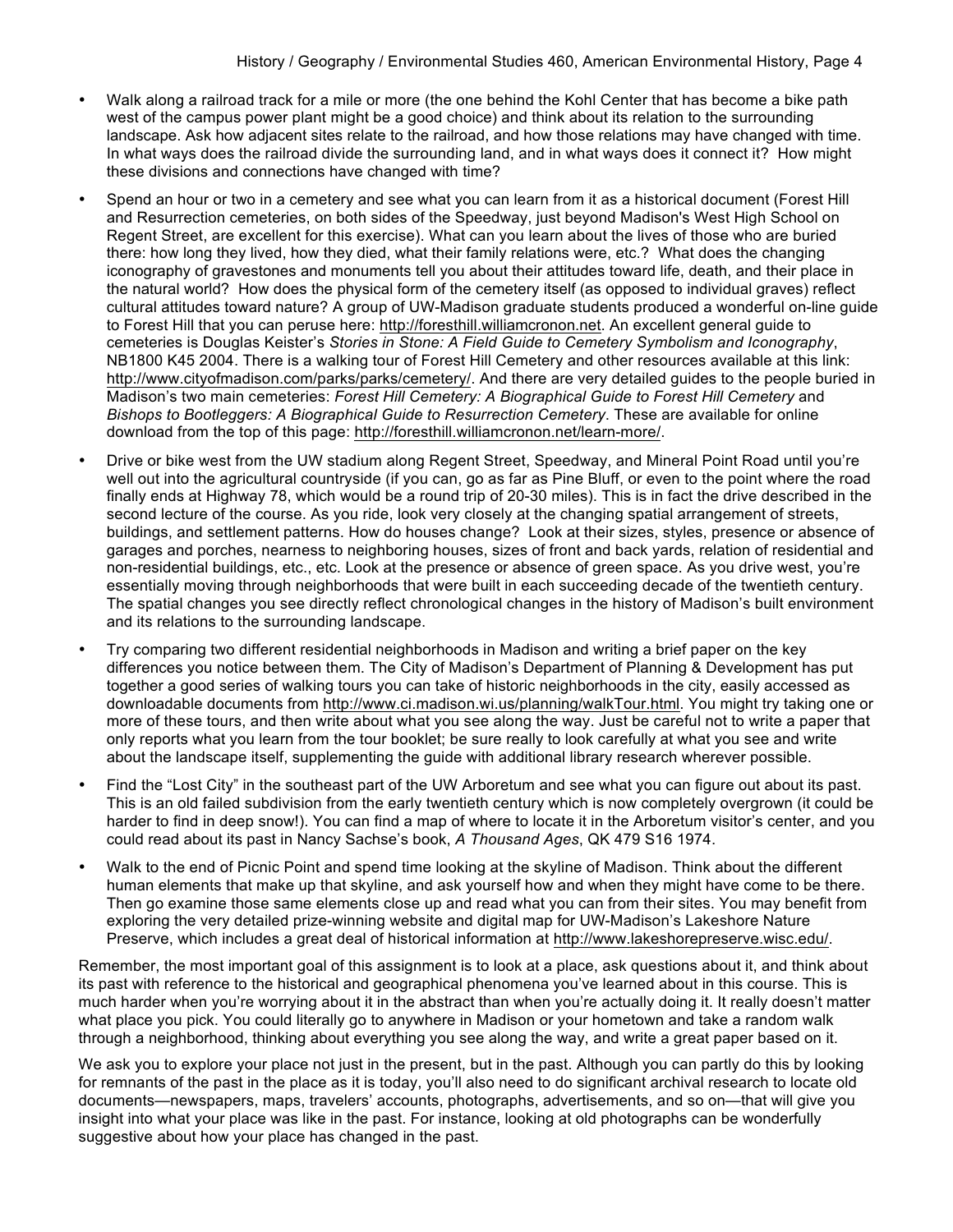- Walk along a railroad track for a mile or more (the one behind the Kohl Center that has become a bike path west of the campus power plant might be a good choice) and think about its relation to the surrounding landscape. Ask how adjacent sites relate to the railroad, and how those relations may have changed with time. In what ways does the railroad divide the surrounding land, and in what ways does it connect it? How might these divisions and connections have changed with time?
- Spend an hour or two in a cemetery and see what you can learn from it as a historical document (Forest Hill and Resurrection cemeteries, on both sides of the Speedway, just beyond Madison's West High School on Regent Street, are excellent for this exercise). What can you learn about the lives of those who are buried there: how long they lived, how they died, what their family relations were, etc.? What does the changing iconography of gravestones and monuments tell you about their attitudes toward life, death, and their place in the natural world? How does the physical form of the cemetery itself (as opposed to individual graves) reflect cultural attitudes toward nature? A group of UW-Madison graduate students produced a wonderful on-line guide to Forest Hill that you can peruse here: http://foresthill.williamcronon.net. An excellent general guide to cemeteries is Douglas Keister's *Stories in Stone: A Field Guide to Cemetery Symbolism and Iconography*, NB1800 K45 2004. There is a walking tour of Forest Hill Cemetery and other resources available at this link: http://www.cityofmadison.com/parks/parks/cemetery/. And there are very detailed guides to the people buried in Madison's two main cemeteries: *Forest Hill Cemetery: A Biographical Guide to Forest Hill Cemetery* and *Bishops to Bootleggers: A Biographical Guide to Resurrection Cemetery*. These are available for online download from the top of this page: http://foresthill.williamcronon.net/learn-more/.
- Drive or bike west from the UW stadium along Regent Street, Speedway, and Mineral Point Road until you're well out into the agricultural countryside (if you can, go as far as Pine Bluff, or even to the point where the road finally ends at Highway 78, which would be a round trip of 20-30 miles). This is in fact the drive described in the second lecture of the course. As you ride, look very closely at the changing spatial arrangement of streets, buildings, and settlement patterns. How do houses change? Look at their sizes, styles, presence or absence of garages and porches, nearness to neighboring houses, sizes of front and back yards, relation of residential and non-residential buildings, etc., etc. Look at the presence or absence of green space. As you drive west, you're essentially moving through neighborhoods that were built in each succeeding decade of the twentieth century. The spatial changes you see directly reflect chronological changes in the history of Madison's built environment and its relations to the surrounding landscape.
- Try comparing two different residential neighborhoods in Madison and writing a brief paper on the key differences you notice between them. The City of Madison's Department of Planning & Development has put together a good series of walking tours you can take of historic neighborhoods in the city, easily accessed as downloadable documents from http://www.ci.madison.wi.us/planning/walkTour.html. You might try taking one or more of these tours, and then write about what you see along the way. Just be careful not to write a paper that only reports what you learn from the tour booklet; be sure really to look carefully at what you see and write about the landscape itself, supplementing the guide with additional library research wherever possible.
- Find the "Lost City" in the southeast part of the UW Arboretum and see what you can figure out about its past. This is an old failed subdivision from the early twentieth century which is now completely overgrown (it could be harder to find in deep snow!). You can find a map of where to locate it in the Arboretum visitor's center, and you could read about its past in Nancy Sachse's book, *A Thousand Ages*, QK 479 S16 1974.
- Walk to the end of Picnic Point and spend time looking at the skyline of Madison. Think about the different human elements that make up that skyline, and ask yourself how and when they might have come to be there. Then go examine those same elements close up and read what you can from their sites. You may benefit from exploring the very detailed prize-winning website and digital map for UW-Madison's Lakeshore Nature Preserve, which includes a great deal of historical information at http://www.lakeshorepreserve.wisc.edu/.

Remember, the most important goal of this assignment is to look at a place, ask questions about it, and think about its past with reference to the historical and geographical phenomena you've learned about in this course. This is much harder when you're worrying about it in the abstract than when you're actually doing it. It really doesn't matter what place you pick. You could literally go to anywhere in Madison or your hometown and take a random walk through a neighborhood, thinking about everything you see along the way, and write a great paper based on it.

We ask you to explore your place not just in the present, but in the past. Although you can partly do this by looking for remnants of the past in the place as it is today, you'll also need to do significant archival research to locate old documents—newspapers, maps, travelers' accounts, photographs, advertisements, and so on—that will give you insight into what your place was like in the past. For instance, looking at old photographs can be wonderfully suggestive about how your place has changed in the past.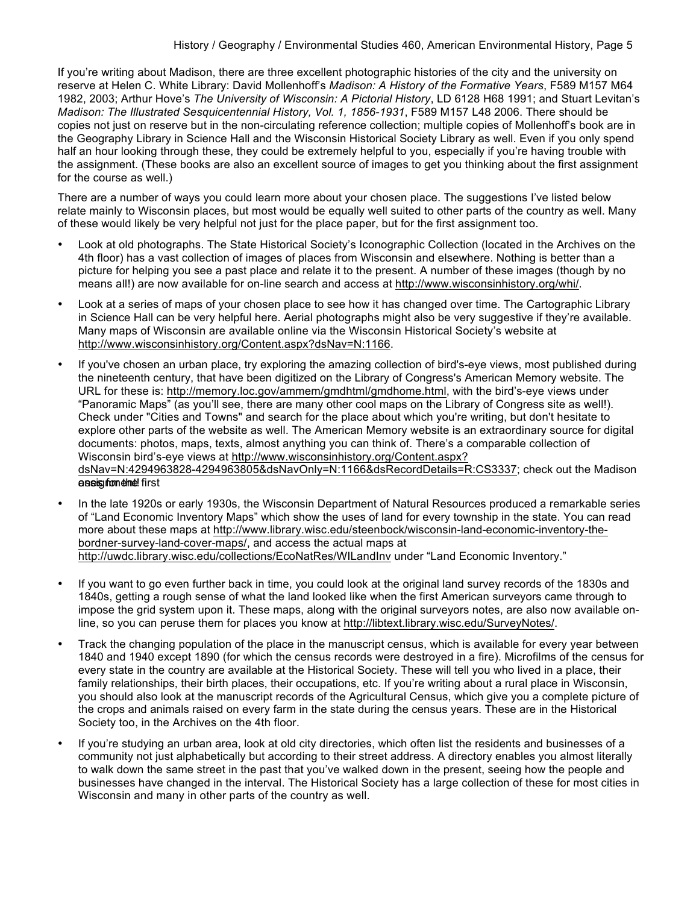If you're writing about Madison, there are three excellent photographic histories of the city and the university on reserve at Helen C. White Library: David Mollenhoff's *Madison: A History of the Formative Years*, F589 M157 M64 1982, 2003; Arthur Hove's *The University of Wisconsin: A Pictorial History*, LD 6128 H68 1991; and Stuart Levitan's *Madison: The Illustrated Sesquicentennial History, Vol. 1, 1856-1931*, F589 M157 L48 2006. There should be copies not just on reserve but in the non-circulating reference collection; multiple copies of Mollenhoff's book are in the Geography Library in Science Hall and the Wisconsin Historical Society Library as well. Even if you only spend half an hour looking through these, they could be extremely helpful to you, especially if you're having trouble with the assignment. (These books are also an excellent source of images to get you thinking about the first assignment for the course as well.)

There are a number of ways you could learn more about your chosen place. The suggestions I've listed below relate mainly to Wisconsin places, but most would be equally well suited to other parts of the country as well. Many of these would likely be very helpful not just for the place paper, but for the first assignment too.

- Look at old photographs. The State Historical Society's Iconographic Collection (located in the Archives on the 4th floor) has a vast collection of images of places from Wisconsin and elsewhere. Nothing is better than a picture for helping you see a past place and relate it to the present. A number of these images (though by no means all!) are now available for on-line search and access at http://www.wisconsinhistory.org/whi/.
- Look at a series of maps of your chosen place to see how it has changed over time. The Cartographic Library in Science Hall can be very helpful here. Aerial photographs might also be very suggestive if they're available. Many maps of Wisconsin are available online via the Wisconsin Historical Society's website at http://www.wisconsinhistory.org/Content.aspx?dsNav=N:1166.
- If you've chosen an urban place, try exploring the amazing collection of bird's-eye views, most published during the nineteenth century, that have been digitized on the Library of Congress's American Memory website. The URL for these is: http://memory.loc.gov/ammem/gmdhtml/gmdhome.html, with the bird's-eye views under "Panoramic Maps" (as you'll see, there are many other cool maps on the Library of Congress site as well!). Check under "Cities and Towns" and search for the place about which you're writing, but don't hesitate to explore other parts of the website as well. The American Memory website is an extraordinary source for digital documents: photos, maps, texts, almost anything you can think of. There's a comparable collection of Wisconsin bird's-eye views at http://www.wisconsinhistory.org/Content.aspx?dsNav=N:4294963828-4294963805&dsNavOnly=N:1166&dsRecordDetails=R:CS3337; check out the Madison ones for the first assignment!
- In the late 1920s or early 1930s, the Wisconsin Department of Natural Resources produced a remarkable series of "Land Economic Inventory Maps" which show the uses of land for every township in the state. You can read more about these maps at http://www.library.wisc.edu/steenbock/wisconsin-land-economic-inventory-the-bordner-survey-land-cover-maps/, and access the actual maps at http://uwdc.library.wisc.edu/collections/EcoNatRes/WILandInv under "Land Economic Inventory."
- If you want to go even further back in time, you could look at the original land survey records of the 1830s and 1840s, getting a rough sense of what the land looked like when the first American surveyors came through to impose the grid system upon it. These maps, along with the original surveyors notes, are also now available on-line, so you can peruse them for places you know at http://libtext.library.wisc.edu/SurveyNotes/.
- Track the changing population of the place in the manuscript census, which is available for every year between 1840 and 1940 except 1890 (for which the census records were destroyed in a fire). Microfilms of the census for every state in the country are available at the Historical Society. These will tell you who lived in a place, their family relationships, their birth places, their occupations, etc. If you're writing about a rural place in Wisconsin, you should also look at the manuscript records of the Agricultural Census, which give you a complete picture of the crops and animals raised on every farm in the state during the census years. These are in the Historical Society too, in the Archives on the 4th floor.
- If you're studying an urban area, look at old city directories, which often list the residents and businesses of a community not just alphabetically but according to their street address. A directory enables you almost literally to walk down the same street in the past that you've walked down in the present, seeing how the people and businesses have changed in the interval. The Historical Society has a large collection of these for most cities in Wisconsin and many in other parts of the country as well.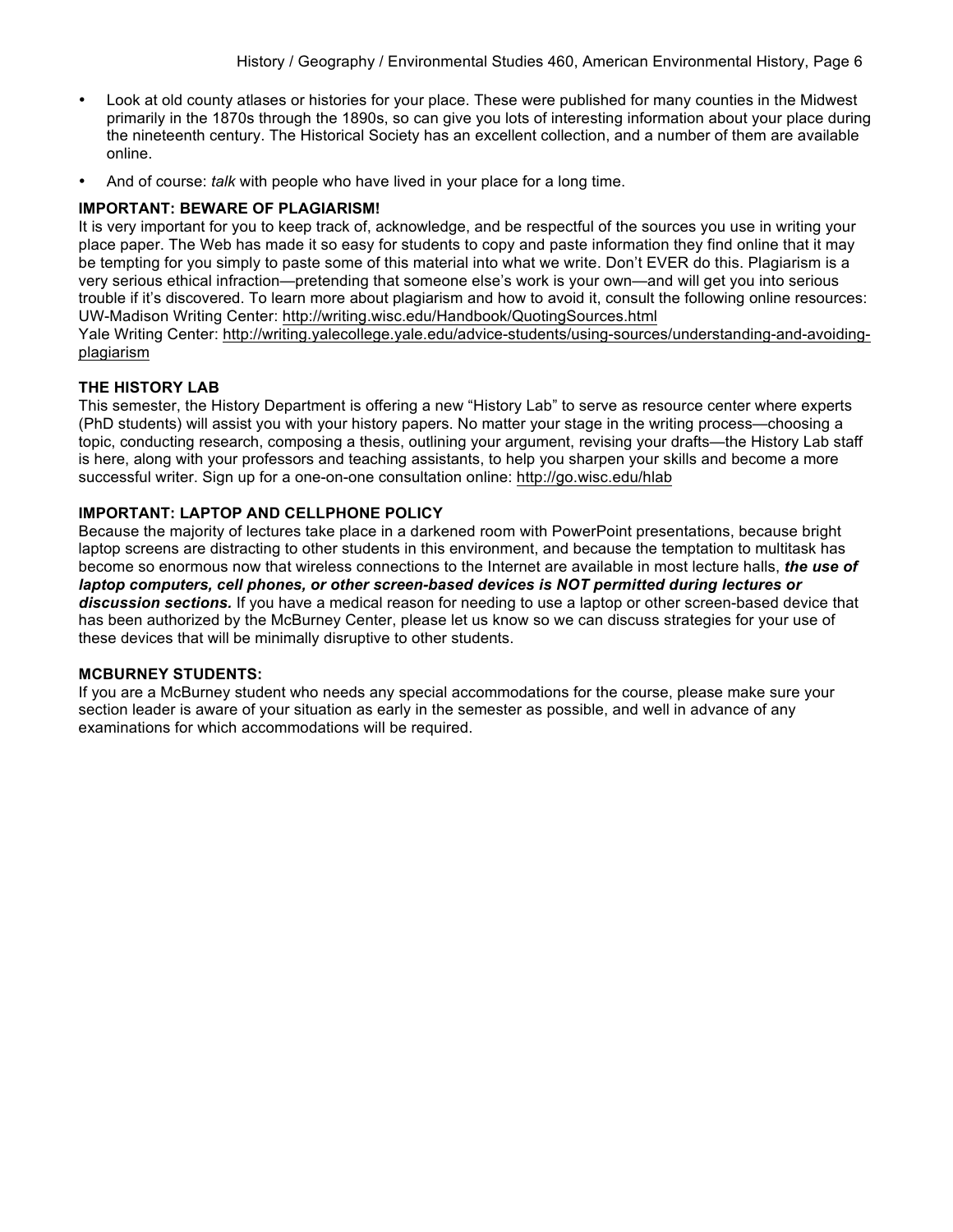- Look at old county atlases or histories for your place. These were published for many counties in the Midwest primarily in the 1870s through the 1890s, so can give you lots of interesting information about your place during the nineteenth century. The Historical Society has an excellent collection, and a number of them are available online.
- And of course: *talk* with people who have lived in your place for a long time.

**IMPORTANT: BEWARE OF PLAGIARISM!**

It is very important for you to keep track of, acknowledge, and be respectful of the sources you use in writing your place paper. The Web has made it so easy for students to copy and paste information they find online that it may be tempting for you simply to paste some of this material into what we write. Don't EVER do this. Plagiarism is a very serious ethical infraction—pretending that someone else's work is your own—and will get you into serious trouble if it's discovered. To learn more about plagiarism and how to avoid it, consult the following online resources:
UW-Madison Writing Center: http://writing.wisc.edu/Handbook/QuotingSources.html
Yale Writing Center: http://writing.yalecollege.yale.edu/advice-students/using-sources/understanding-and-avoiding-plagiarism

**THE HISTORY LAB**

This semester, the History Department is offering a new "History Lab" to serve as resource center where experts (PhD students) will assist you with your history papers. No matter your stage in the writing process—choosing a topic, conducting research, composing a thesis, outlining your argument, revising your drafts—the History Lab staff is here, along with your professors and teaching assistants, to help you sharpen your skills and become a more successful writer. Sign up for a one-on-one consultation online: http://go.wisc.edu/hlab

**IMPORTANT: LAPTOP AND CELLPHONE POLICY**

Because the majority of lectures take place in a darkened room with PowerPoint presentations, because bright laptop screens are distracting to other students in this environment, and because the temptation to multitask has become so enormous now that wireless connections to the Internet are available in most lecture halls, ***the use of laptop computers, cell phones, or other screen-based devices is NOT permitted during lectures or discussion sections.*** If you have a medical reason for needing to use a laptop or other screen-based device that has been authorized by the McBurney Center, please let us know so we can discuss strategies for your use of these devices that will be minimally disruptive to other students.

**MCBURNEY STUDENTS:**

If you are a McBurney student who needs any special accommodations for the course, please make sure your section leader is aware of your situation as early in the semester as possible, and well in advance of any examinations for which accommodations will be required.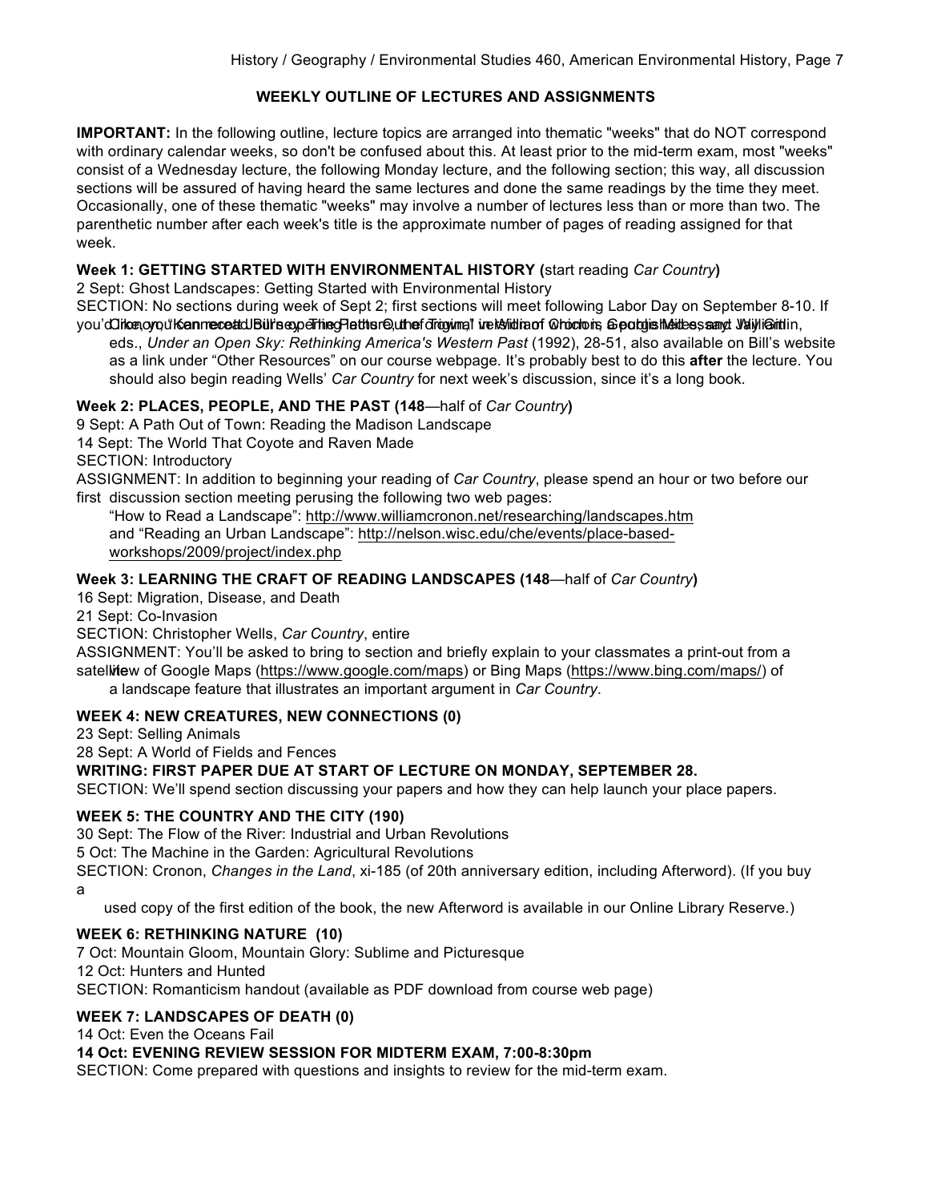## WEEKLY OUTLINE OF LECTURES AND ASSIGNMENTS

**IMPORTANT:** In the following outline, lecture topics are arranged into thematic "weeks" that do NOT correspond with ordinary calendar weeks, so don't be confused about this. At least prior to the mid-term exam, most "weeks" consist of a Wednesday lecture, the following Monday lecture, and the following section; this way, all discussion sections will be assured of having heard the same lectures and done the same readings by the time they meet. Occasionally, one of these thematic "weeks" may involve a number of lectures less than or more than two. The parenthetic number after each week's title is the approximate number of pages of reading assigned for that week.

### Week 1: GETTING STARTED WITH ENVIRONMENTAL HISTORY (start reading *Car Country*)

2 Sept: Ghost Landscapes: Getting Started with Environmental History

SECTION: No sections during week of Sept 2; first sections will meet following Labor Day on September 8-10. If you'd like, you can read Bill's opening chapter, Cronon, "Kennecott Journey: The Paths Out of Town," in William Cronon, George Miles, and Jay Gitlin, eds., *Under an Open Sky: Rethinking America's Western Past* (1992), 28-51, also available on Bill's website as a link under "Other Resources" on our course webpage. It's probably best to do this **after** the lecture. You should also begin reading Wells' *Car Country* for next week's discussion, since it's a long book.

### Week 2: PLACES, PEOPLE, AND THE PAST (148—half of *Car Country*)

9 Sept: A Path Out of Town: Reading the Madison Landscape

14 Sept: The World That Coyote and Raven Made

SECTION: Introductory

ASSIGNMENT: In addition to beginning your reading of *Car Country*, please spend an hour or two before our first discussion section meeting perusing the following two web pages:

"How to Read a Landscape": http://www.williamcronon.net/researching/landscapes.htm and "Reading an Urban Landscape": http://nelson.wisc.edu/che/events/place-based-workshops/2009/project/index.php

### Week 3: LEARNING THE CRAFT OF READING LANDSCAPES (148—half of *Car Country*)

16 Sept: Migration, Disease, and Death

21 Sept: Co-Invasion

SECTION: Christopher Wells, *Car Country*, entire

ASSIGNMENT: You'll be asked to bring to section and briefly explain to your classmates a print-out from a satellite view of Google Maps (https://www.google.com/maps) or Bing Maps (https://www.bing.com/maps/) of a landscape feature that illustrates an important argument in *Car Country*.

### WEEK 4: NEW CREATURES, NEW CONNECTIONS (0)

23 Sept: Selling Animals

28 Sept: A World of Fields and Fences

**WRITING: FIRST PAPER DUE AT START OF LECTURE ON MONDAY, SEPTEMBER 28.**

SECTION: We'll spend section discussing your papers and how they can help launch your place papers.

### WEEK 5: THE COUNTRY AND THE CITY (190)

30 Sept: The Flow of the River: Industrial and Urban Revolutions

5 Oct: The Machine in the Garden: Agricultural Revolutions

SECTION: Cronon, *Changes in the Land*, xi-185 (of 20th anniversary edition, including Afterword). (If you buy a used copy of the first edition of the book, the new Afterword is available in our Online Library Reserve.)

### WEEK 6: RETHINKING NATURE (10)

7 Oct: Mountain Gloom, Mountain Glory: Sublime and Picturesque

12 Oct: Hunters and Hunted

SECTION: Romanticism handout (available as PDF download from course web page)

### WEEK 7: LANDSCAPES OF DEATH (0)

14 Oct: Even the Oceans Fail

**14 Oct: EVENING REVIEW SESSION FOR MIDTERM EXAM, 7:00-8:30pm**

SECTION: Come prepared with questions and insights to review for the mid-term exam.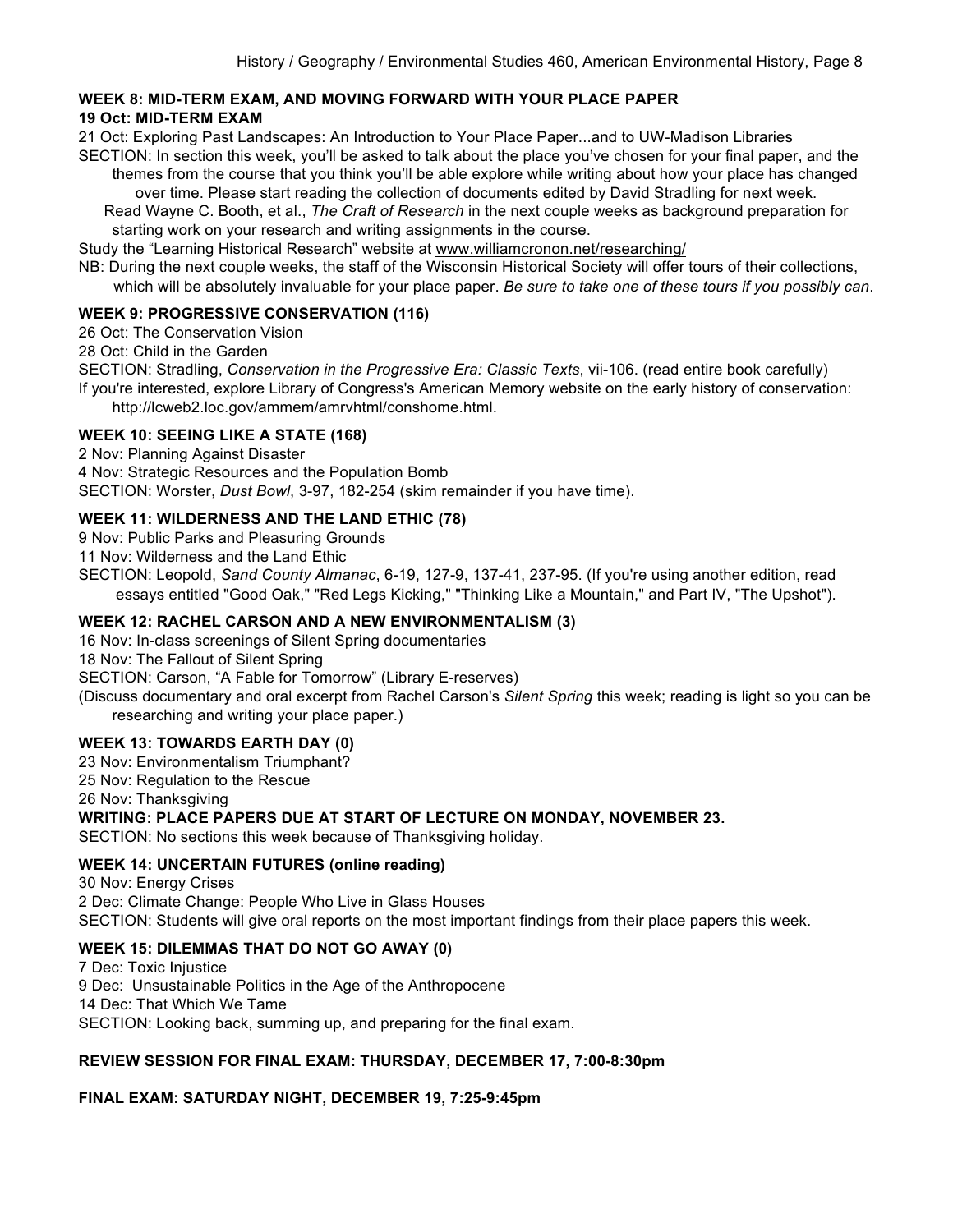**WEEK 8: MID-TERM EXAM, AND MOVING FORWARD WITH YOUR PLACE PAPER**
**19 Oct: MID-TERM EXAM**

21 Oct: Exploring Past Landscapes: An Introduction to Your Place Paper...and to UW-Madison Libraries

SECTION: In section this week, you'll be asked to talk about the place you've chosen for your final paper, and the themes from the course that you think you'll be able explore while writing about how your place has changed over time. Please start reading the collection of documents edited by David Stradling for next week.

Read Wayne C. Booth, et al., *The Craft of Research* in the next couple weeks as background preparation for starting work on your research and writing assignments in the course.

Study the "Learning Historical Research" website at www.williamcronon.net/researching/

NB: During the next couple weeks, the staff of the Wisconsin Historical Society will offer tours of their collections, which will be absolutely invaluable for your place paper. *Be sure to take one of these tours if you possibly can*.

**WEEK 9: PROGRESSIVE CONSERVATION (116)**

26 Oct: The Conservation Vision

28 Oct: Child in the Garden

SECTION: Stradling, *Conservation in the Progressive Era: Classic Texts*, vii-106. (read entire book carefully)

If you're interested, explore Library of Congress's American Memory website on the early history of conservation: http://lcweb2.loc.gov/ammem/amrvhtml/conshome.html.

**WEEK 10: SEEING LIKE A STATE (168)**

2 Nov: Planning Against Disaster

4 Nov: Strategic Resources and the Population Bomb

SECTION: Worster, *Dust Bowl*, 3-97, 182-254 (skim remainder if you have time).

**WEEK 11: WILDERNESS AND THE LAND ETHIC (78)**

9 Nov: Public Parks and Pleasuring Grounds

11 Nov: Wilderness and the Land Ethic

SECTION: Leopold, *Sand County Almanac*, 6-19, 127-9, 137-41, 237-95. (If you're using another edition, read essays entitled "Good Oak," "Red Legs Kicking," "Thinking Like a Mountain," and Part IV, "The Upshot").

**WEEK 12: RACHEL CARSON AND A NEW ENVIRONMENTALISM (3)**

16 Nov: In-class screenings of Silent Spring documentaries

18 Nov: The Fallout of Silent Spring

SECTION: Carson, "A Fable for Tomorrow" (Library E-reserves)

(Discuss documentary and oral excerpt from Rachel Carson's *Silent Spring* this week; reading is light so you can be researching and writing your place paper.)

**WEEK 13: TOWARDS EARTH DAY (0)**

23 Nov: Environmentalism Triumphant?

25 Nov: Regulation to the Rescue

26 Nov: Thanksgiving

**WRITING: PLACE PAPERS DUE AT START OF LECTURE ON MONDAY, NOVEMBER 23.**

SECTION: No sections this week because of Thanksgiving holiday.

**WEEK 14: UNCERTAIN FUTURES (online reading)**

30 Nov: Energy Crises

2 Dec: Climate Change: People Who Live in Glass Houses

SECTION: Students will give oral reports on the most important findings from their place papers this week.

**WEEK 15: DILEMMAS THAT DO NOT GO AWAY (0)**

7 Dec: Toxic Injustice

9 Dec: Unsustainable Politics in the Age of the Anthropocene

14 Dec: That Which We Tame

SECTION: Looking back, summing up, and preparing for the final exam.

**REVIEW SESSION FOR FINAL EXAM: THURSDAY, DECEMBER 17, 7:00-8:30pm**

**FINAL EXAM: SATURDAY NIGHT, DECEMBER 19, 7:25-9:45pm**